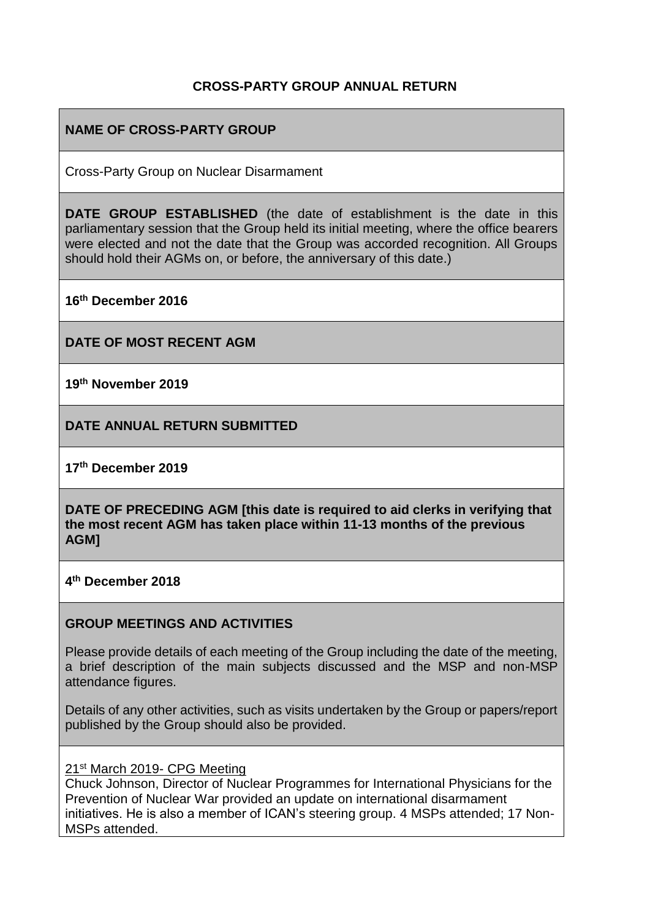# CROSS-PARTY GROUP ANNUAL RETURN

## NAME OF CROSS-PARTY GROUP

Cross-Party Group on Nuclear Disarmament

**DATE GROUP ESTABLISHED** (the date of establishment is the date in this parliamentary session that the Group held its initial meeting, where the office bearers were elected and not the date that the Group was accorded recognition. All Groups should hold their AGMs on, or before, the anniversary of this date.)

**16th December 2016**

## DATE OF MOST RECENT AGM

**19th November 2019**

## DATE ANNUAL RETURN SUBMITTED

**17th December 2019**

**DATE OF PRECEDING AGM [this date is required to aid clerks in verifying that the most recent AGM has taken place within 11-13 months of the previous AGM]**

**4th December 2018**

## GROUP MEETINGS AND ACTIVITIES

Please provide details of each meeting of the Group including the date of the meeting, a brief description of the main subjects discussed and the MSP and non-MSP attendance figures.

Details of any other activities, such as visits undertaken by the Group or papers/report published by the Group should also be provided.

21st March 2019- CPG Meeting

Chuck Johnson, Director of Nuclear Programmes for International Physicians for the Prevention of Nuclear War provided an update on international disarmament initiatives. He is also a member of ICAN's steering group. 4 MSPs attended; 17 Non-MSPs attended.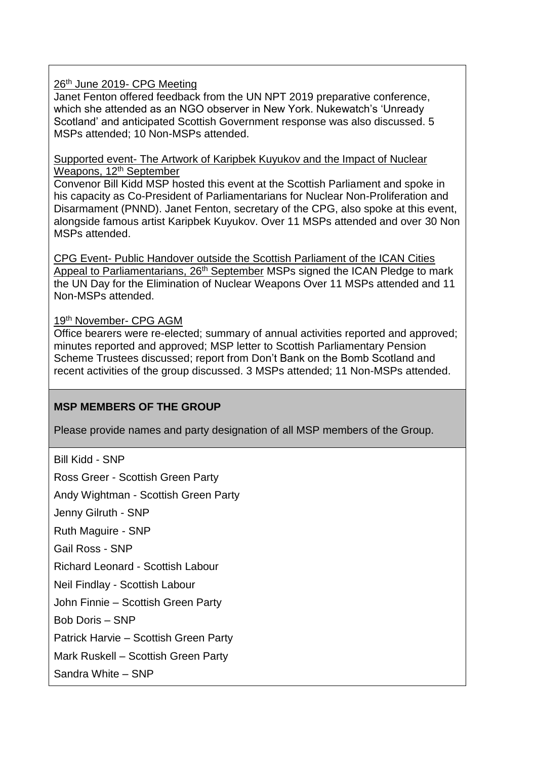26th June 2019- CPG Meeting

Janet Fenton offered feedback from the UN NPT 2019 preparative conference, which she attended as an NGO observer in New York. Nukewatch's 'Unready Scotland' and anticipated Scottish Government response was also discussed. 5 MSPs attended; 10 Non-MSPs attended.

Supported event- The Artwork of Karipbek Kuyukov and the Impact of Nuclear Weapons, 12th September

Convenor Bill Kidd MSP hosted this event at the Scottish Parliament and spoke in his capacity as Co-President of Parliamentarians for Nuclear Non-Proliferation and Disarmament (PNND). Janet Fenton, secretary of the CPG, also spoke at this event, alongside famous artist Karipbek Kuyukov. Over 11 MSPs attended and over 30 Non MSPs attended.

CPG Event- Public Handover outside the Scottish Parliament of the ICAN Cities Appeal to Parliamentarians, 26th September MSPs signed the ICAN Pledge to mark the UN Day for the Elimination of Nuclear Weapons Over 11 MSPs attended and 11 Non-MSPs attended.

19th November- CPG AGM

Office bearers were re-elected; summary of annual activities reported and approved; minutes reported and approved; MSP letter to Scottish Parliamentary Pension Scheme Trustees discussed; report from Don't Bank on the Bomb Scotland and recent activities of the group discussed. 3 MSPs attended; 11 Non-MSPs attended.

**MSP MEMBERS OF THE GROUP**

Please provide names and party designation of all MSP members of the Group.

Bill Kidd - SNP

Ross Greer - Scottish Green Party

Andy Wightman - Scottish Green Party

Jenny Gilruth - SNP

Ruth Maguire - SNP

Gail Ross - SNP

Richard Leonard - Scottish Labour

Neil Findlay - Scottish Labour

John Finnie – Scottish Green Party

Bob Doris – SNP

Patrick Harvie – Scottish Green Party

Mark Ruskell – Scottish Green Party

Sandra White – SNP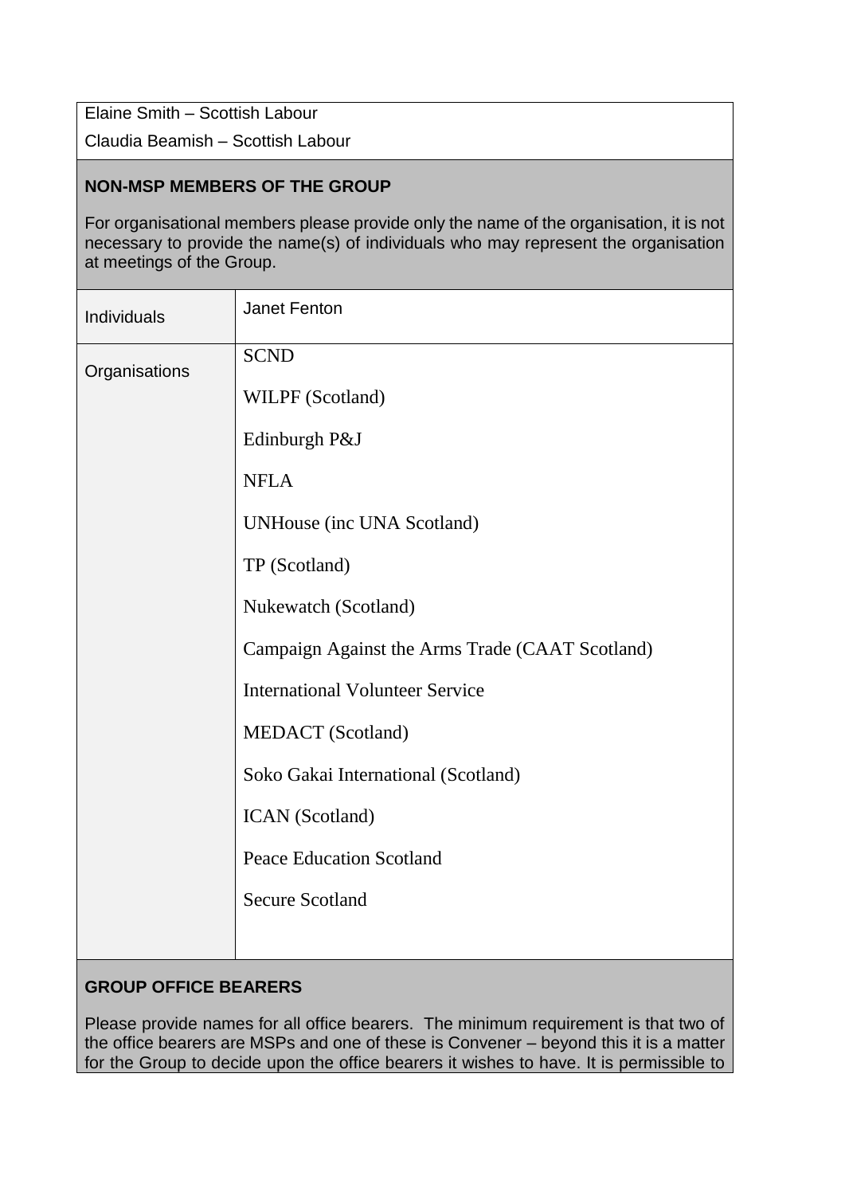Elaine Smith – Scottish Labour

Claudia Beamish – Scottish Labour

**NON-MSP MEMBERS OF THE GROUP**

For organisational members please provide only the name of the organisation, it is not necessary to provide the name(s) of individuals who may represent the organisation at meetings of the Group.

| Individuals | Janet Fenton |
| --- | --- |
| Organisations | SCND<br>WILPF (Scotland)<br>Edinburgh P&J<br>NFLA<br>UNHouse (inc UNA Scotland)<br>TP (Scotland)<br>Nukewatch (Scotland)<br>Campaign Against the Arms Trade (CAAT Scotland)<br>International Volunteer Service<br>MEDACT (Scotland)<br>Soko Gakai International (Scotland)<br>ICAN (Scotland)<br>Peace Education Scotland<br>Secure Scotland |

**GROUP OFFICE BEARERS**

Please provide names for all office bearers. The minimum requirement is that two of the office bearers are MSPs and one of these is Convener – beyond this it is a matter for the Group to decide upon the office bearers it wishes to have. It is permissible to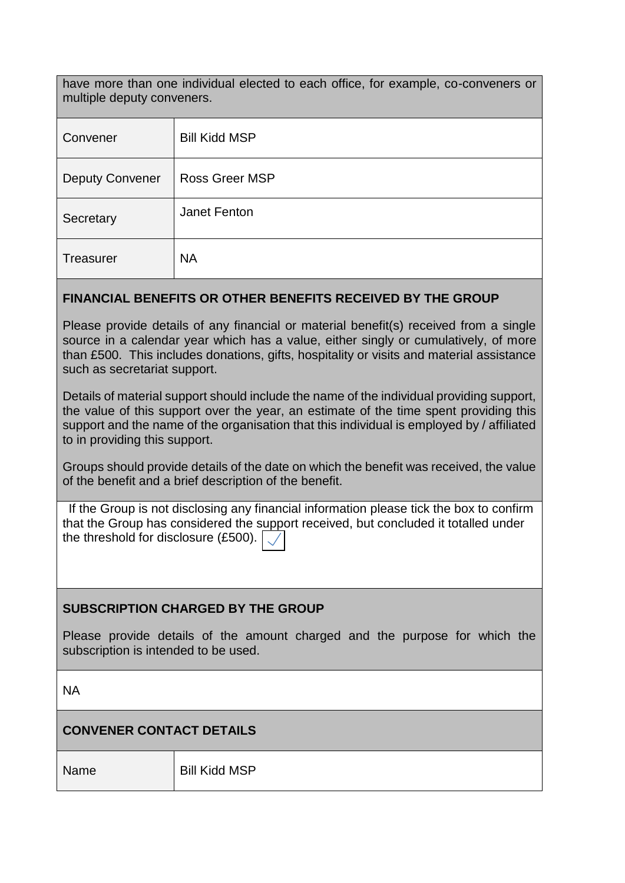have more than one individual elected to each office, for example, co-conveners or multiple deputy conveners.

| | |
|---|---|
| Convener | Bill Kidd MSP |
| Deputy Convener | Ross Greer MSP |
| Secretary | Janet Fenton |
| Treasurer | NA |

**FINANCIAL BENEFITS OR OTHER BENEFITS RECEIVED BY THE GROUP**

Please provide details of any financial or material benefit(s) received from a single source in a calendar year which has a value, either singly or cumulatively, of more than £500. This includes donations, gifts, hospitality or visits and material assistance such as secretariat support.

Details of material support should include the name of the individual providing support, the value of this support over the year, an estimate of the time spent providing this support and the name of the organisation that this individual is employed by / affiliated to in providing this support.

Groups should provide details of the date on which the benefit was received, the value of the benefit and a brief description of the benefit.

If the Group is not disclosing any financial information please tick the box to confirm that the Group has considered the support received, but concluded it totalled under the threshold for disclosure (£500). ☑

**SUBSCRIPTION CHARGED BY THE GROUP**

Please provide details of the amount charged and the purpose for which the subscription is intended to be used.

NA

**CONVENER CONTACT DETAILS**

| | |
|---|---|
| Name | Bill Kidd MSP |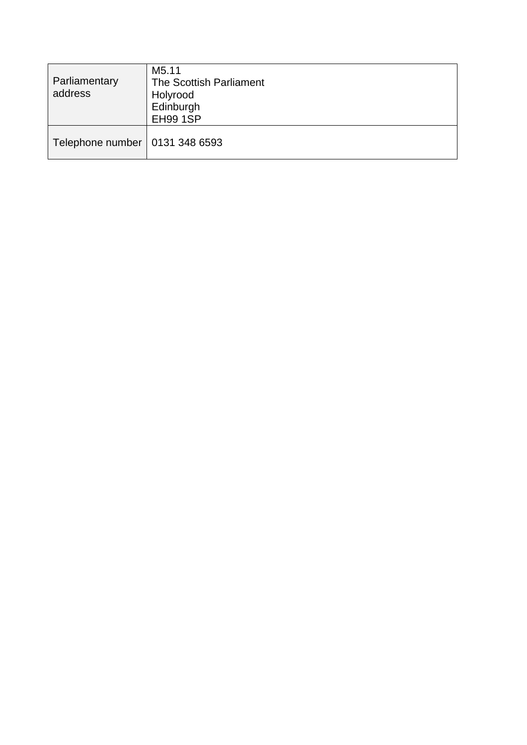| | |
|---|---|
| Parliamentary address | M5.11<br>The Scottish Parliament<br>Holyrood<br>Edinburgh<br>EH99 1SP |
| Telephone number | 0131 348 6593 |